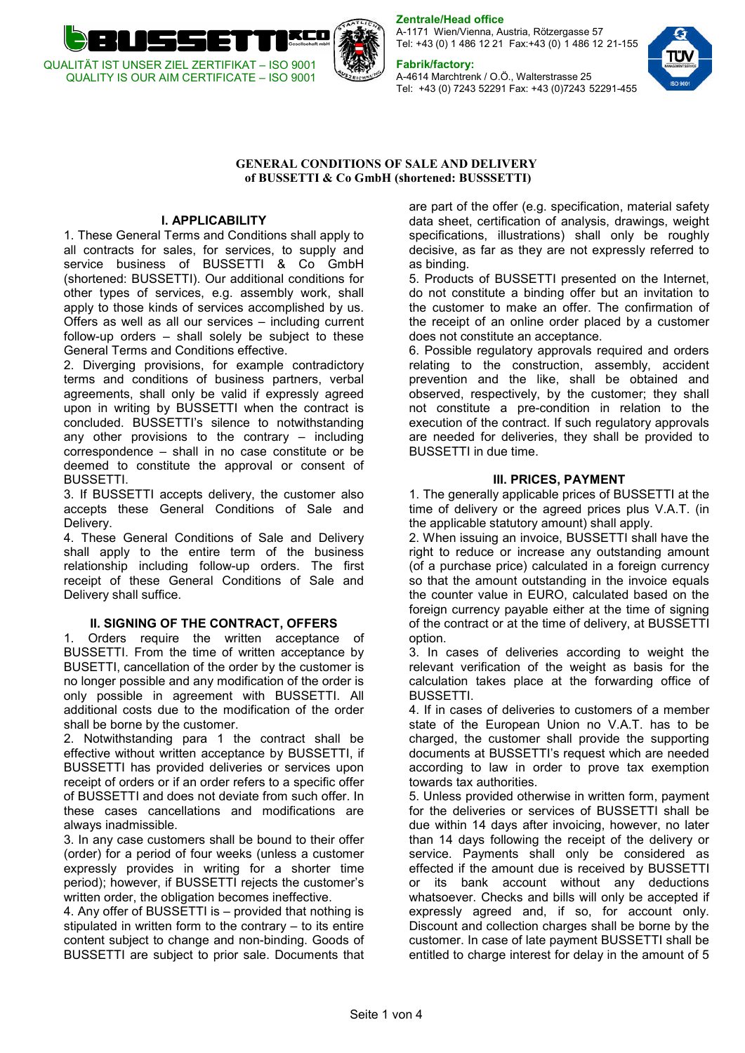QUALITÄT IST UNSER ZIEL ZERTIFIKAT – ISO 9001
QUALITY IS OUR AIM CERTIFICATE – ISO 9001

**Zentrale/Head office**
A-1171 Wien/Vienna, Austria, Rötzergasse 57
Tel: +43 (0) 1 486 12 21 Fax:+43 (0) 1 486 12 21-155

**Fabrik/factory:**
A-4614 Marchtrenk / O.Ö., Walterstrasse 25
Tel: +43 (0) 7243 52291 Fax: +43 (0)7243 52291-455

# GENERAL CONDITIONS OF SALE AND DELIVERY of BUSSETTI & Co GmbH (shortened: BUSSSETTI)

## I. APPLICABILITY

1. These General Terms and Conditions shall apply to all contracts for sales, for services, to supply and service business of BUSSETTI & Co GmbH (shortened: BUSSETTI). Our additional conditions for other types of services, e.g. assembly work, shall apply to those kinds of services accomplished by us. Offers as well as all our services – including current follow-up orders – shall solely be subject to these General Terms and Conditions effective.
2. Diverging provisions, for example contradictory terms and conditions of business partners, verbal agreements, shall only be valid if expressly agreed upon in writing by BUSSETTI when the contract is concluded. BUSSETTI's silence to notwithstanding any other provisions to the contrary – including correspondence – shall in no case constitute or be deemed to constitute the approval or consent of BUSSETTI.
3. If BUSSETTI accepts delivery, the customer also accepts these General Conditions of Sale and Delivery.
4. These General Conditions of Sale and Delivery shall apply to the entire term of the business relationship including follow-up orders. The first receipt of these General Conditions of Sale and Delivery shall suffice.

## II. SIGNING OF THE CONTRACT, OFFERS

1. Orders require the written acceptance of BUSSETTI. From the time of written acceptance by BUSETTI, cancellation of the order by the customer is no longer possible and any modification of the order is only possible in agreement with BUSSETTI. All additional costs due to the modification of the order shall be borne by the customer.
2. Notwithstanding para 1 the contract shall be effective without written acceptance by BUSSETTI, if BUSSETTI has provided deliveries or services upon receipt of orders or if an order refers to a specific offer of BUSSETTI and does not deviate from such offer. In these cases cancellations and modifications are always inadmissible.
3. In any case customers shall be bound to their offer (order) for a period of four weeks (unless a customer expressly provides in writing for a shorter time period); however, if BUSSETTI rejects the customer's written order, the obligation becomes ineffective.
4. Any offer of BUSSETTI is – provided that nothing is stipulated in written form to the contrary – to its entire content subject to change and non-binding. Goods of BUSSETTI are subject to prior sale. Documents that are part of the offer (e.g. specification, material safety data sheet, certification of analysis, drawings, weight specifications, illustrations) shall only be roughly decisive, as far as they are not expressly referred to as binding.
5. Products of BUSSETTI presented on the Internet, do not constitute a binding offer but an invitation to the customer to make an offer. The confirmation of the receipt of an online order placed by a customer does not constitute an acceptance.
6. Possible regulatory approvals required and orders relating to the construction, assembly, accident prevention and the like, shall be obtained and observed, respectively, by the customer; they shall not constitute a pre-condition in relation to the execution of the contract. If such regulatory approvals are needed for deliveries, they shall be provided to BUSSETTI in due time.

## III. PRICES, PAYMENT

1. The generally applicable prices of BUSSETTI at the time of delivery or the agreed prices plus V.A.T. (in the applicable statutory amount) shall apply.
2. When issuing an invoice, BUSSETTI shall have the right to reduce or increase any outstanding amount (of a purchase price) calculated in a foreign currency so that the amount outstanding in the invoice equals the counter value in EURO, calculated based on the foreign currency payable either at the time of signing of the contract or at the time of delivery, at BUSSETTI option.
3. In cases of deliveries according to weight the relevant verification of the weight as basis for the calculation takes place at the forwarding office of BUSSETTI.
4. If in cases of deliveries to customers of a member state of the European Union no V.A.T. has to be charged, the customer shall provide the supporting documents at BUSSETTI's request which are needed according to law in order to prove tax exemption towards tax authorities.
5. Unless provided otherwise in written form, payment for the deliveries or services of BUSSETTI shall be due within 14 days after invoicing, however, no later than 14 days following the receipt of the delivery or service. Payments shall only be considered as effected if the amount due is received by BUSSETTI or its bank account without any deductions whatsoever. Checks and bills will only be accepted if expressly agreed and, if so, for account only. Discount and collection charges shall be borne by the customer. In case of late payment BUSSETTI shall be entitled to charge interest for delay in the amount of 5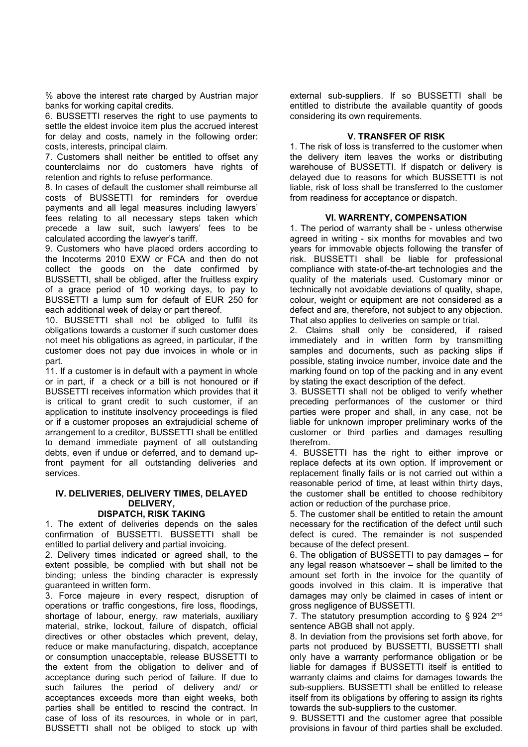% above the interest rate charged by Austrian major banks for working capital credits.

6. BUSSETTI reserves the right to use payments to settle the eldest invoice item plus the accrued interest for delay and costs, namely in the following order: costs, interests, principal claim.

7. Customers shall neither be entitled to offset any counterclaims nor do customers have rights of retention and rights to refuse performance.

8. In cases of default the customer shall reimburse all costs of BUSSETTI for reminders for overdue payments and all legal measures including lawyers' fees relating to all necessary steps taken which precede a law suit, such lawyers' fees to be calculated according the lawyer's tariff.

9. Customers who have placed orders according to the Incoterms 2010 EXW or FCA and then do not collect the goods on the date confirmed by BUSSETTI, shall be obliged, after the fruitless expiry of a grace period of 10 working days, to pay to BUSSETTI a lump sum for default of EUR 250 for each additional week of delay or part thereof.

10. BUSSETTI shall not be obliged to fulfil its obligations towards a customer if such customer does not meet his obligations as agreed, in particular, if the customer does not pay due invoices in whole or in part.

11. If a customer is in default with a payment in whole or in part, if a check or a bill is not honoured or if BUSSETTI receives information which provides that it is critical to grant credit to such customer, if an application to institute insolvency proceedings is filed or if a customer proposes an extrajudicial scheme of arrangement to a creditor, BUSSETTI shall be entitled to demand immediate payment of all outstanding debts, even if undue or deferred, and to demand up-front payment for all outstanding deliveries and services.

### IV. DELIVERIES, DELIVERY TIMES, DELAYED DELIVERY, DISPATCH, RISK TAKING

1. The extent of deliveries depends on the sales confirmation of BUSSETTI. BUSSETTI shall be entitled to partial delivery and partial invoicing.

2. Delivery times indicated or agreed shall, to the extent possible, be complied with but shall not be binding; unless the binding character is expressly guaranteed in written form.

3. Force majeure in every respect, disruption of operations or traffic congestions, fire loss, floodings, shortage of labour, energy, raw materials, auxiliary material, strike, lockout, failure of dispatch, official directives or other obstacles which prevent, delay, reduce or make manufacturing, dispatch, acceptance or consumption unacceptable, release BUSSETTI to the extent from the obligation to deliver and of acceptance during such period of failure. If due to such failures the period of delivery and/ or acceptances exceeds more than eight weeks, both parties shall be entitled to rescind the contract. In case of loss of its resources, in whole or in part, BUSSETTI shall not be obliged to stock up with external sub-suppliers. If so BUSSETTI shall be entitled to distribute the available quantity of goods considering its own requirements.

### V. TRANSFER OF RISK

1. The risk of loss is transferred to the customer when the delivery item leaves the works or distributing warehouse of BUSSETTI. If dispatch or delivery is delayed due to reasons for which BUSSETTI is not liable, risk of loss shall be transferred to the customer from readiness for acceptance or dispatch.

### VI. WARRENTY, COMPENSATION

1. The period of warranty shall be - unless otherwise agreed in writing - six months for movables and two years for immovable objects following the transfer of risk. BUSSETTI shall be liable for professional compliance with state-of-the-art technologies and the quality of the materials used. Customary minor or technically not avoidable deviations of quality, shape, colour, weight or equipment are not considered as a defect and are, therefore, not subject to any objection. That also applies to deliveries on sample or trial.

2. Claims shall only be considered, if raised immediately and in written form by transmitting samples and documents, such as packing slips if possible, stating invoice number, invoice date and the marking found on top of the packing and in any event by stating the exact description of the defect.

3. BUSSETTI shall not be obliged to verify whether preceding performances of the customer or third parties were proper and shall, in any case, not be liable for unknown improper preliminary works of the customer or third parties and damages resulting therefrom.

4. BUSSETTI has the right to either improve or replace defects at its own option. If improvement or replacement finally fails or is not carried out within a reasonable period of time, at least within thirty days, the customer shall be entitled to choose redhibitory action or reduction of the purchase price.

5. The customer shall be entitled to retain the amount necessary for the rectification of the defect until such defect is cured. The remainder is not suspended because of the defect present.

6. The obligation of BUSSETTI to pay damages – for any legal reason whatsoever – shall be limited to the amount set forth in the invoice for the quantity of goods involved in this claim. It is imperative that damages may only be claimed in cases of intent or gross negligence of BUSSETTI.

7. The statutory presumption according to § 924 2nd sentence ABGB shall not apply.

8. In deviation from the provisions set forth above, for parts not produced by BUSSETTI, BUSSETTI shall only have a warranty performance obligation or be liable for damages if BUSSETTI itself is entitled to warranty claims and claims for damages towards the sub-suppliers. BUSSETTI shall be entitled to release itself from its obligations by offering to assign its rights towards the sub-suppliers to the customer.

9. BUSSETTI and the customer agree that possible provisions in favour of third parties shall be excluded.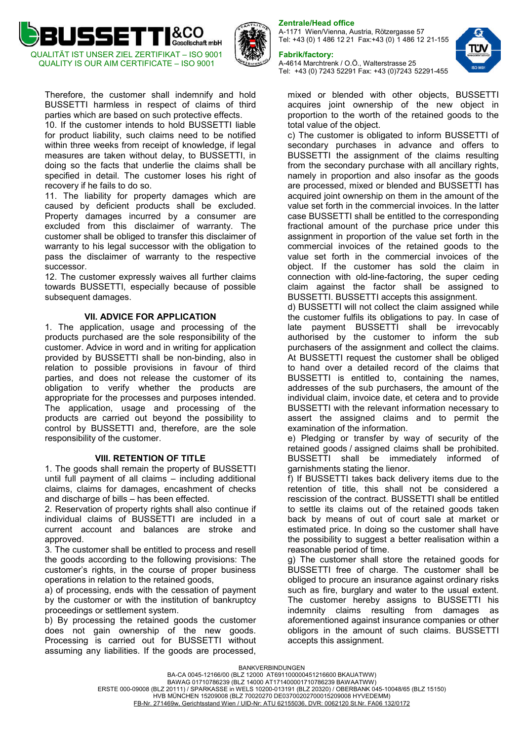Therefore, the customer shall indemnify and hold BUSSETTI harmless in respect of claims of third parties which are based on such protective effects.

10. If the customer intends to hold BUSSETTI liable for product liability, such claims need to be notified within three weeks from receipt of knowledge, if legal measures are taken without delay, to BUSSETTI, in doing so the facts that underlie the claims shall be specified in detail. The customer loses his right of recovery if he fails to do so.

11. The liability for property damages which are caused by deficient products shall be excluded. Property damages incurred by a consumer are excluded from this disclaimer of warranty. The customer shall be obliged to transfer this disclaimer of warranty to his legal successor with the obligation to pass the disclaimer of warranty to the respective successor.

12. The customer expressly waives all further claims towards BUSSETTI, especially because of possible subsequent damages.

### VII. ADVICE FOR APPLICATION

1. The application, usage and processing of the products purchased are the sole responsibility of the customer. Advice in word and in writing for application provided by BUSSETTI shall be non-binding, also in relation to possible provisions in favour of third parties, and does not release the customer of its obligation to verify whether the products are appropriate for the processes and purposes intended. The application, usage and processing of the products are carried out beyond the possibility to control by BUSSETTI and, therefore, are the sole responsibility of the customer.

### VIII. RETENTION OF TITLE

1. The goods shall remain the property of BUSSETTI until full payment of all claims – including additional claims, claims for damages, encashment of checks and discharge of bills – has been effected.

2. Reservation of property rights shall also continue if individual claims of BUSSETTI are included in a current account and balances are stroke and approved.

3. The customer shall be entitled to process and resell the goods according to the following provisions: The customer's rights, in the course of proper business operations in relation to the retained goods,

a) of processing, ends with the cessation of payment by the customer or with the institution of bankruptcy proceedings or settlement system.

b) By processing the retained goods the customer does not gain ownership of the new goods. Processing is carried out for BUSSETTI without assuming any liabilities. If the goods are processed, mixed or blended with other objects, BUSSETTI acquires joint ownership of the new object in proportion to the worth of the retained goods to the total value of the object.

c) The customer is obligated to inform BUSSETTI of secondary purchases in advance and offers to BUSSETTI the assignment of the claims resulting from the secondary purchase with all ancillary rights, namely in proportion and also insofar as the goods are processed, mixed or blended and BUSSETTI has acquired joint ownership on them in the amount of the value set forth in the commercial invoices. In the latter case BUSSETTI shall be entitled to the corresponding fractional amount of the purchase price under this assignment in proportion of the value set forth in the commercial invoices of the retained goods to the value set forth in the commercial invoices of the object. If the customer has sold the claim in connection with old-line-factoring, the super ceding claim against the factor shall be assigned to BUSSETTI. BUSSETTI accepts this assignment.

d) BUSSETTI will not collect the claim assigned while the customer fulfils its obligations to pay. In case of late payment BUSSETTI shall be irrevocably authorised by the customer to inform the sub purchasers of the assignment and collect the claims. At BUSSETTI request the customer shall be obliged to hand over a detailed record of the claims that BUSSETTI is entitled to, containing the names, addresses of the sub purchasers, the amount of the individual claim, invoice date, et cetera and to provide BUSSETTI with the relevant information necessary to assert the assigned claims and to permit the examination of the information.

e) Pledging or transfer by way of security of the retained goods / assigned claims shall be prohibited. BUSSETTI shall be immediately informed of garnishments stating the lienor.

f) If BUSSETTI takes back delivery items due to the retention of title, this shall not be considered a rescission of the contract. BUSSETTI shall be entitled to settle its claims out of the retained goods taken back by means of out of court sale at market or estimated price. In doing so the customer shall have the possibility to suggest a better realisation within a reasonable period of time.

g) The customer shall store the retained goods for BUSSETTI free of charge. The customer shall be obliged to procure an insurance against ordinary risks such as fire, burglary and water to the usual extent. The customer hereby assigns to BUSSETTI his indemnity claims resulting from damages as aforementioned against insurance companies or other obligors in the amount of such claims. BUSSETTI accepts this assignment.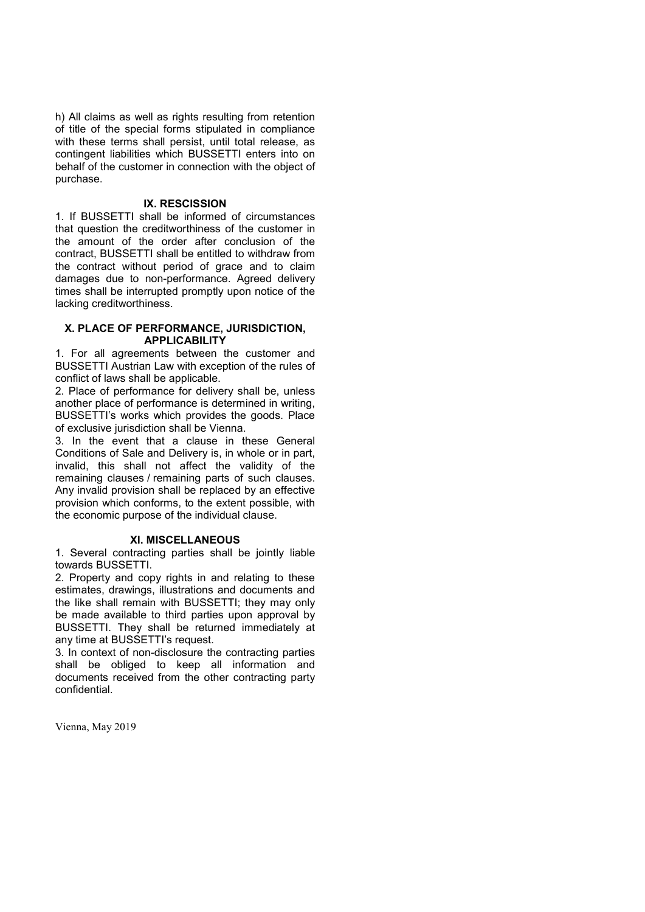h) All claims as well as rights resulting from retention of title of the special forms stipulated in compliance with these terms shall persist, until total release, as contingent liabilities which BUSSETTI enters into on behalf of the customer in connection with the object of purchase.

## IX. RESCISSION

1. If BUSSETTI shall be informed of circumstances that question the creditworthiness of the customer in the amount of the order after conclusion of the contract, BUSSETTI shall be entitled to withdraw from the contract without period of grace and to claim damages due to non-performance. Agreed delivery times shall be interrupted promptly upon notice of the lacking creditworthiness.

## X. PLACE OF PERFORMANCE, JURISDICTION, APPLICABILITY

1. For all agreements between the customer and BUSSETTI Austrian Law with exception of the rules of conflict of laws shall be applicable.
2. Place of performance for delivery shall be, unless another place of performance is determined in writing, BUSSETTI's works which provides the goods. Place of exclusive jurisdiction shall be Vienna.
3. In the event that a clause in these General Conditions of Sale and Delivery is, in whole or in part, invalid, this shall not affect the validity of the remaining clauses / remaining parts of such clauses. Any invalid provision shall be replaced by an effective provision which conforms, to the extent possible, with the economic purpose of the individual clause.

## XI. MISCELLANEOUS

1. Several contracting parties shall be jointly liable towards BUSSETTI.
2. Property and copy rights in and relating to these estimates, drawings, illustrations and documents and the like shall remain with BUSSETTI; they may only be made available to third parties upon approval by BUSSETTI. They shall be returned immediately at any time at BUSSETTI's request.
3. In context of non-disclosure the contracting parties shall be obliged to keep all information and documents received from the other contracting party confidential.

Vienna, May 2019